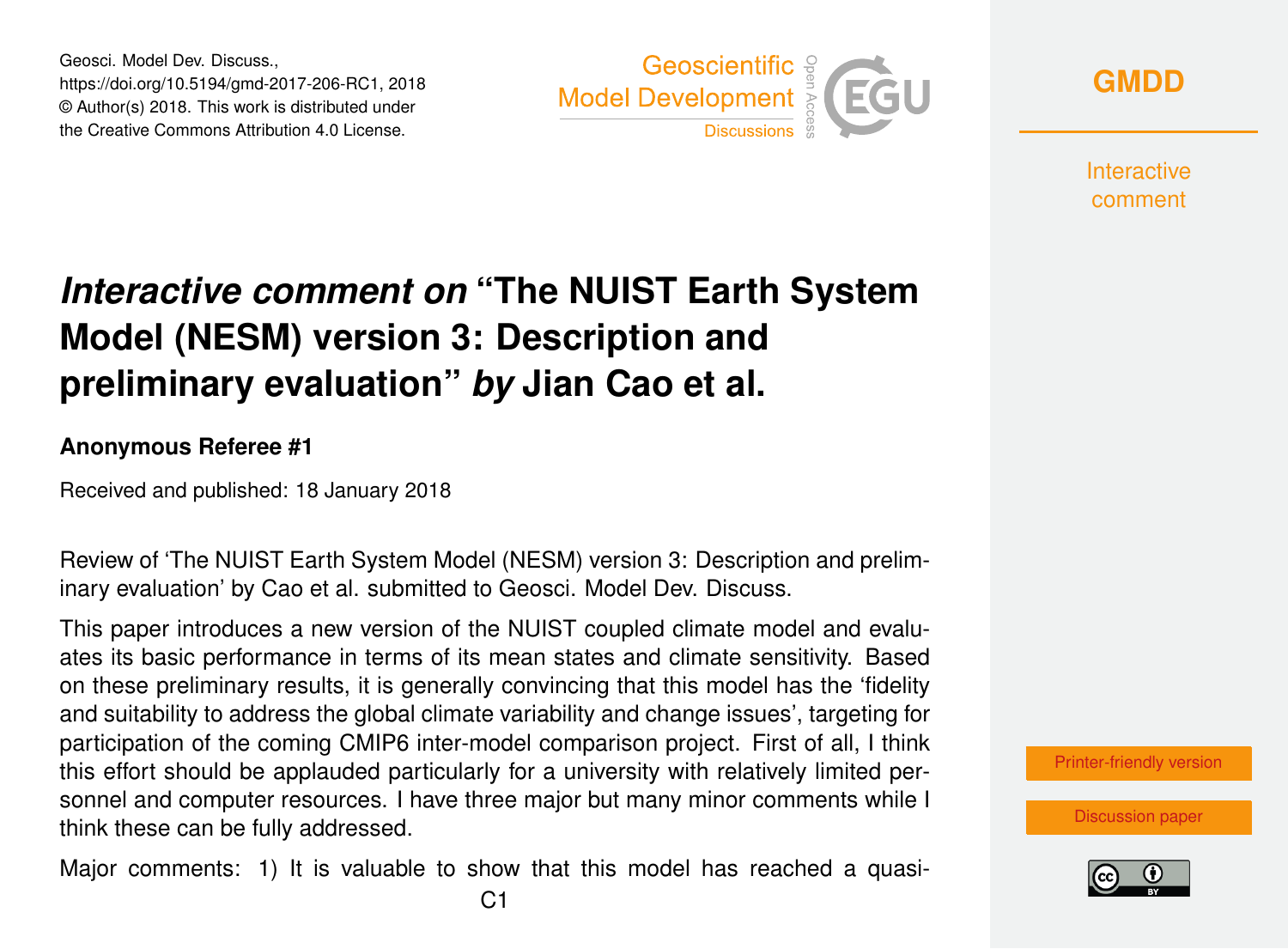Geosci. Model Dev. Discuss.,
https://doi.org/10.5194/gmd-2017-206-RC1, 2018
© Author(s) 2018. This work is distributed under
the Creative Commons Attribution 4.0 License.

# *Interactive comment on* "The NUIST Earth System Model (NESM) version 3: Description and preliminary evaluation" *by* Jian Cao et al.

**Anonymous Referee #1**

Received and published: 18 January 2018

Review of 'The NUIST Earth System Model (NESM) version 3: Description and preliminary evaluation' by Cao et al. submitted to Geosci. Model Dev. Discuss.

This paper introduces a new version of the NUIST coupled climate model and evaluates its basic performance in terms of its mean states and climate sensitivity. Based on these preliminary results, it is generally convincing that this model has the 'fidelity and suitability to address the global climate variability and change issues', targeting for participation of the coming CMIP6 inter-model comparison project. First of all, I think this effort should be applauded particularly for a university with relatively limited personnel and computer resources. I have three major but many minor comments while I think these can be fully addressed.

Major comments: 1) It is valuable to show that this model has reached a quasi-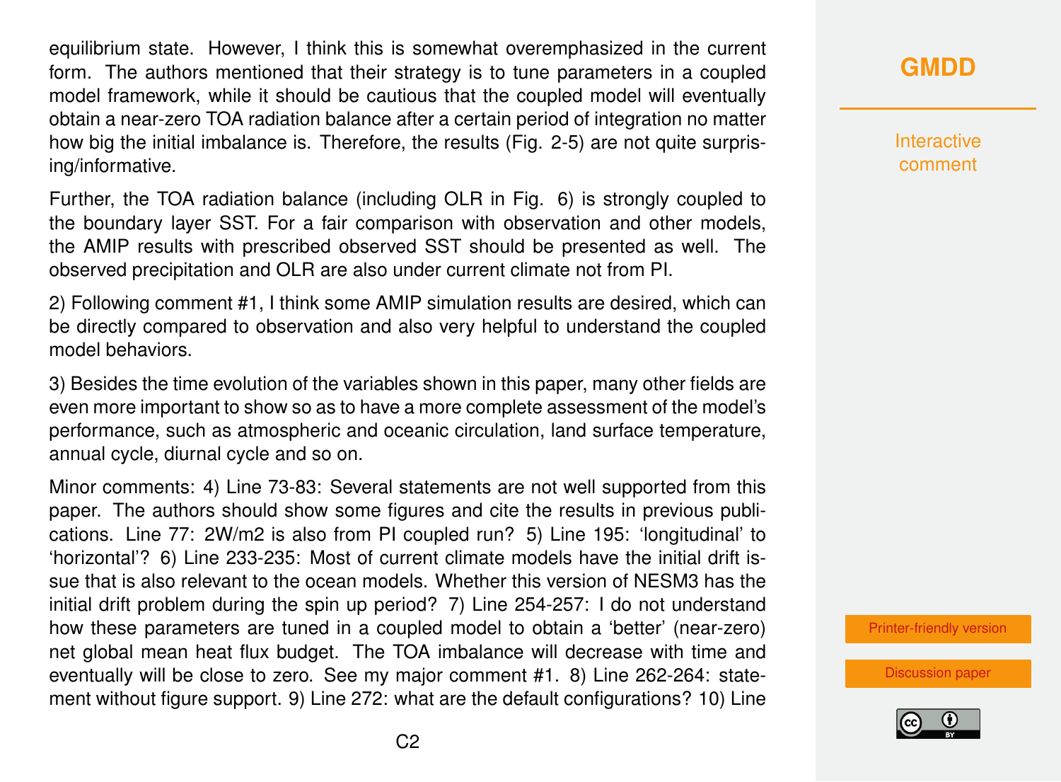equilibrium state. However, I think this is somewhat overemphasized in the current form. The authors mentioned that their strategy is to tune parameters in a coupled model framework, while it should be cautious that the coupled model will eventually obtain a near-zero TOA radiation balance after a certain period of integration no matter how big the initial imbalance is. Therefore, the results (Fig. 2-5) are not quite surprising/informative.

Further, the TOA radiation balance (including OLR in Fig. 6) is strongly coupled to the boundary layer SST. For a fair comparison with observation and other models, the AMIP results with prescribed observed SST should be presented as well. The observed precipitation and OLR are also under current climate not from PI.

2) Following comment #1, I think some AMIP simulation results are desired, which can be directly compared to observation and also very helpful to understand the coupled model behaviors.

3) Besides the time evolution of the variables shown in this paper, many other fields are even more important to show so as to have a more complete assessment of the model's performance, such as atmospheric and oceanic circulation, land surface temperature, annual cycle, diurnal cycle and so on.

Minor comments: 4) Line 73-83: Several statements are not well supported from this paper. The authors should show some figures and cite the results in previous publications. Line 77: 2W/m2 is also from PI coupled run? 5) Line 195: 'longitudinal' to 'horizontal'? 6) Line 233-235: Most of current climate models have the initial drift issue that is also relevant to the ocean models. Whether this version of NESM3 has the initial drift problem during the spin up period? 7) Line 254-257: I do not understand how these parameters are tuned in a coupled model to obtain a 'better' (near-zero) net global mean heat flux budget. The TOA imbalance will decrease with time and eventually will be close to zero. See my major comment #1. 8) Line 262-264: statement without figure support. 9) Line 272: what are the default configurations? 10) Line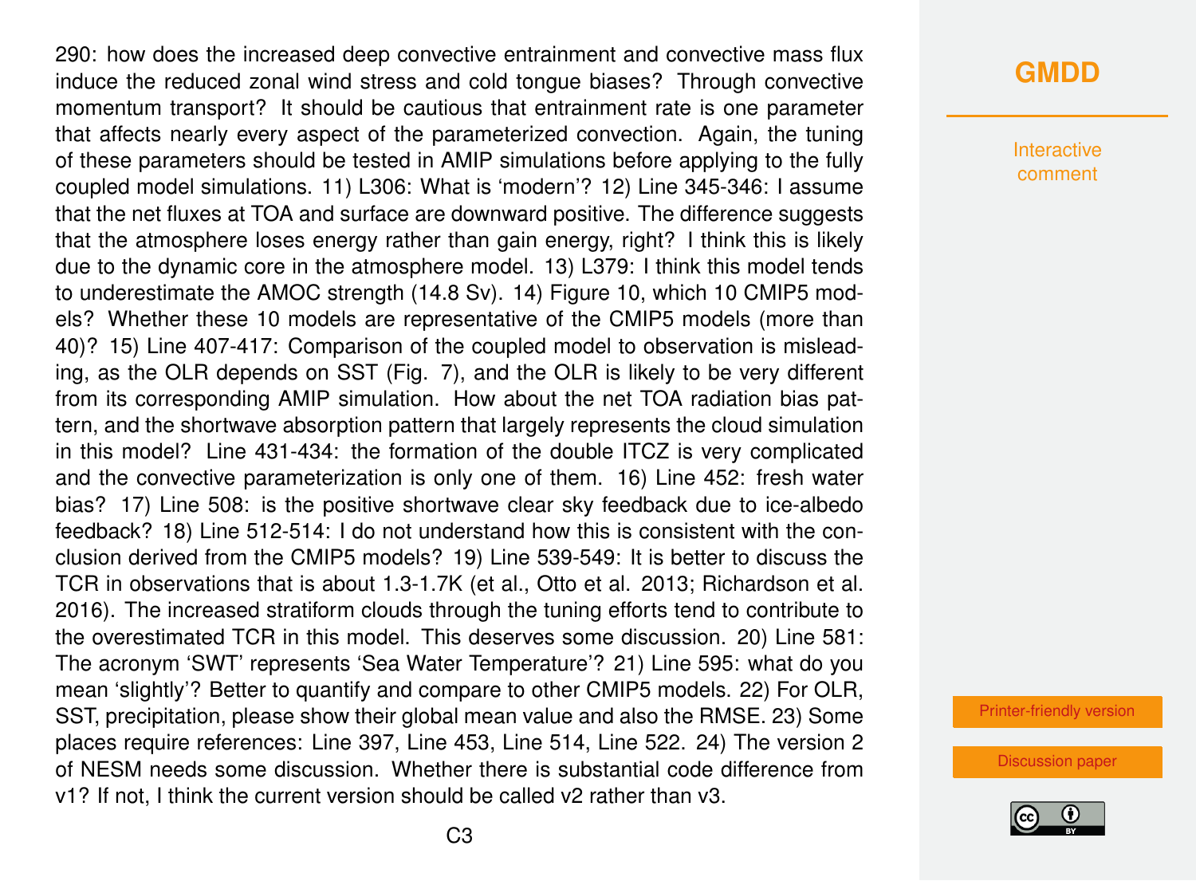290: how does the increased deep convective entrainment and convective mass flux induce the reduced zonal wind stress and cold tongue biases? Through convective momentum transport? It should be cautious that entrainment rate is one parameter that affects nearly every aspect of the parameterized convection. Again, the tuning of these parameters should be tested in AMIP simulations before applying to the fully coupled model simulations. 11) L306: What is 'modern'? 12) Line 345-346: I assume that the net fluxes at TOA and surface are downward positive. The difference suggests that the atmosphere loses energy rather than gain energy, right? I think this is likely due to the dynamic core in the atmosphere model. 13) L379: I think this model tends to underestimate the AMOC strength (14.8 Sv). 14) Figure 10, which 10 CMIP5 models? Whether these 10 models are representative of the CMIP5 models (more than 40)? 15) Line 407-417: Comparison of the coupled model to observation is misleading, as the OLR depends on SST (Fig. 7), and the OLR is likely to be very different from its corresponding AMIP simulation. How about the net TOA radiation bias pattern, and the shortwave absorption pattern that largely represents the cloud simulation in this model? Line 431-434: the formation of the double ITCZ is very complicated and the convective parameterization is only one of them. 16) Line 452: fresh water bias? 17) Line 508: is the positive shortwave clear sky feedback due to ice-albedo feedback? 18) Line 512-514: I do not understand how this is consistent with the conclusion derived from the CMIP5 models? 19) Line 539-549: It is better to discuss the TCR in observations that is about 1.3-1.7K (et al., Otto et al. 2013; Richardson et al. 2016). The increased stratiform clouds through the tuning efforts tend to contribute to the overestimated TCR in this model. This deserves some discussion. 20) Line 581: The acronym 'SWT' represents 'Sea Water Temperature'? 21) Line 595: what do you mean 'slightly'? Better to quantify and compare to other CMIP5 models. 22) For OLR, SST, precipitation, please show their global mean value and also the RMSE. 23) Some places require references: Line 397, Line 453, Line 514, Line 522. 24) The version 2 of NESM needs some discussion. Whether there is substantial code difference from v1? If not, I think the current version should be called v2 rather than v3.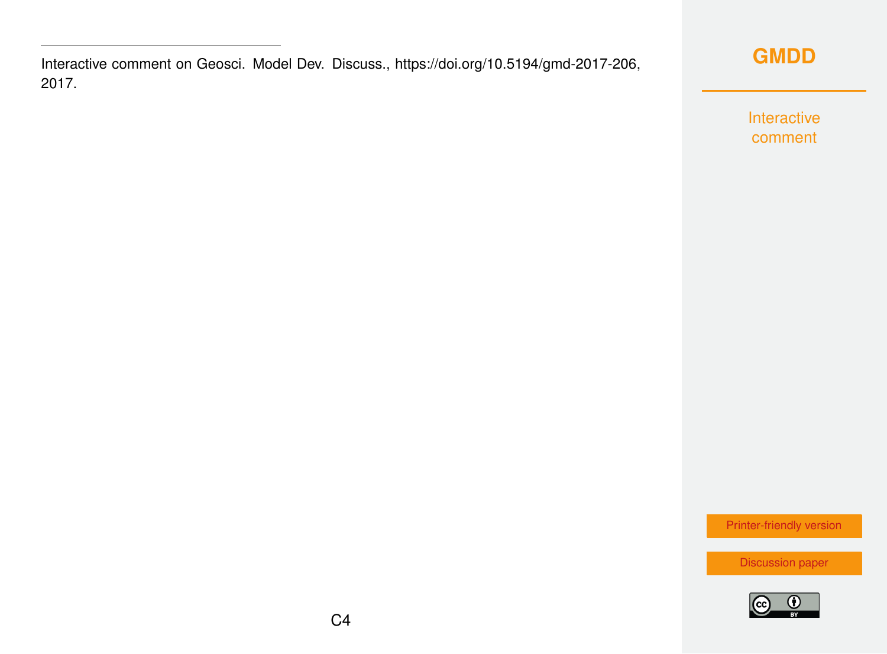Interactive comment on Geosci. Model Dev. Discuss., https://doi.org/10.5194/gmd-2017-206, 2017.